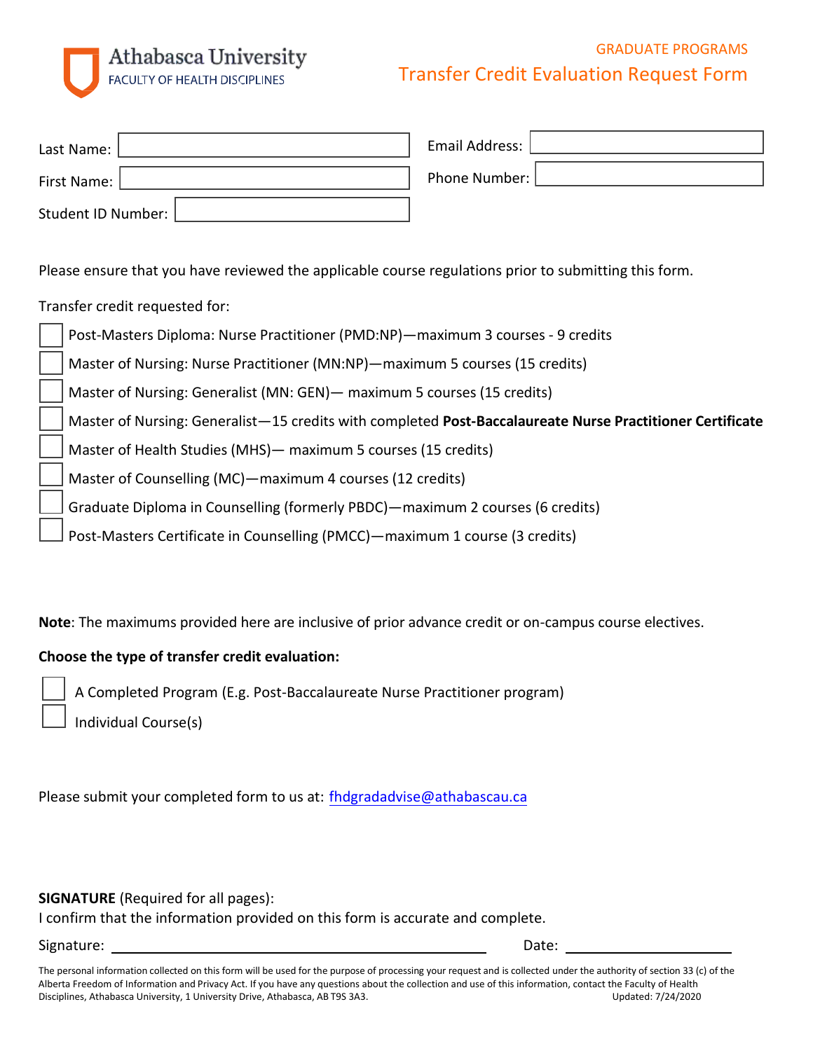Athabasca University
FACULTY OF HEALTH DISCIPLINES

GRADUATE PROGRAMS

# Transfer Credit Evaluation Request Form

Last Name: ____________________

First Name: ____________________

Student ID Number: ____________________

Email Address: ____________________

Phone Number: ____________________

Please ensure that you have reviewed the applicable course regulations prior to submitting this form.

Transfer credit requested for:

- ☐ Post-Masters Diploma: Nurse Practitioner (PMD:NP)—maximum 3 courses - 9 credits
- ☐ Master of Nursing: Nurse Practitioner (MN:NP)—maximum 5 courses (15 credits)
- ☐ Master of Nursing: Generalist (MN: GEN)— maximum 5 courses (15 credits)
- ☐ Master of Nursing: Generalist—15 credits with completed **Post-Baccalaureate Nurse Practitioner Certificate**
- ☐ Master of Health Studies (MHS)— maximum 5 courses (15 credits)
- ☐ Master of Counselling (MC)—maximum 4 courses (12 credits)
- ☐ Graduate Diploma in Counselling (formerly PBDC)—maximum 2 courses (6 credits)
- ☐ Post-Masters Certificate in Counselling (PMCC)—maximum 1 course (3 credits)

**Note**: The maximums provided here are inclusive of prior advance credit or on-campus course electives.

**Choose the type of transfer credit evaluation:**

- ☐ A Completed Program (E.g. Post-Baccalaureate Nurse Practitioner program)
- ☐ Individual Course(s)

Please submit your completed form to us at: fhdgradadvise@athabascau.ca

**SIGNATURE** (Required for all pages):
I confirm that the information provided on this form is accurate and complete.

Signature: ______________________________ Date: ____________________

The personal information collected on this form will be used for the purpose of processing your request and is collected under the authority of section 33 (c) of the Alberta Freedom of Information and Privacy Act. If you have any questions about the collection and use of this information, contact the Faculty of Health Disciplines, Athabasca University, 1 University Drive, Athabasca, AB T9S 3A3. Updated: 7/24/2020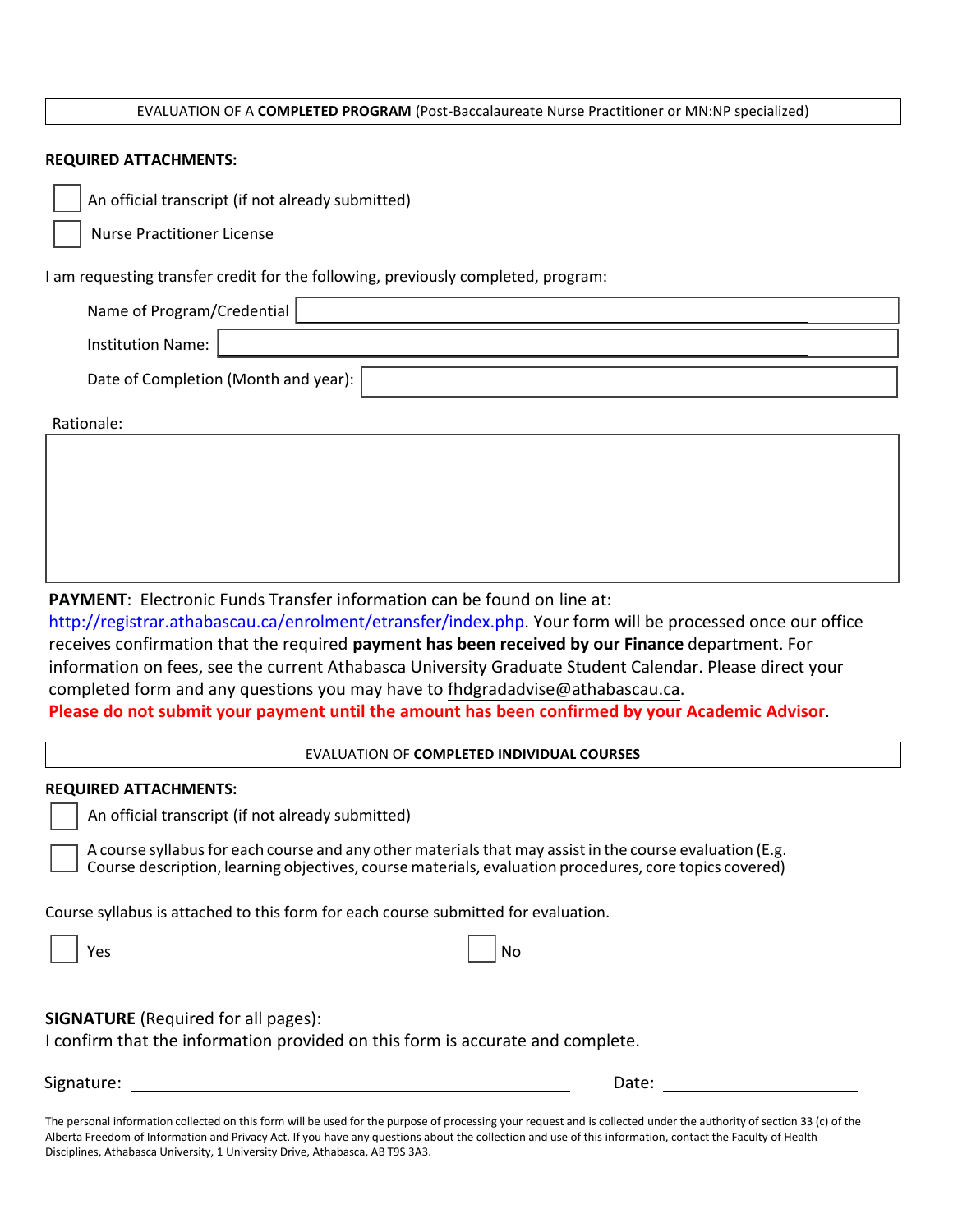## EVALUATION OF A **COMPLETED PROGRAM** (Post-Baccalaureate Nurse Practitioner or MN:NP specialized)

**REQUIRED ATTACHMENTS:**

- ☐ An official transcript (if not already submitted)
- ☐ Nurse Practitioner License

I am requesting transfer credit for the following, previously completed, program:

Name of Program/Credential: ____________________

Institution Name: ____________________

Date of Completion (Month and year): ____________________

Rationale:

____________________

**PAYMENT**: Electronic Funds Transfer information can be found on line at: http://registrar.athabascau.ca/enrolment/etransfer/index.php. Your form will be processed once our office receives confirmation that the required **payment has been received by our Finance** department. For information on fees, see the current Athabasca University Graduate Student Calendar. Please direct your completed form and any questions you may have to fhdgradadvise@athabascau.ca.

**Please do not submit your payment until the amount has been confirmed by your Academic Advisor**.

## EVALUATION OF **COMPLETED INDIVIDUAL COURSES**

**REQUIRED ATTACHMENTS:**

- ☐ An official transcript (if not already submitted)
- ☐ A course syllabus for each course and any other materials that may assist in the course evaluation (E.g. Course description, learning objectives, course materials, evaluation procedures, core topics covered)

Course syllabus is attached to this form for each course submitted for evaluation.

☐ Yes ☐ No

**SIGNATURE** (Required for all pages):

I confirm that the information provided on this form is accurate and complete.

Signature: ____________________ Date: ____________________

The personal information collected on this form will be used for the purpose of processing your request and is collected under the authority of section 33 (c) of the Alberta Freedom of Information and Privacy Act. If you have any questions about the collection and use of this information, contact the Faculty of Health Disciplines, Athabasca University, 1 University Drive, Athabasca, AB T9S 3A3.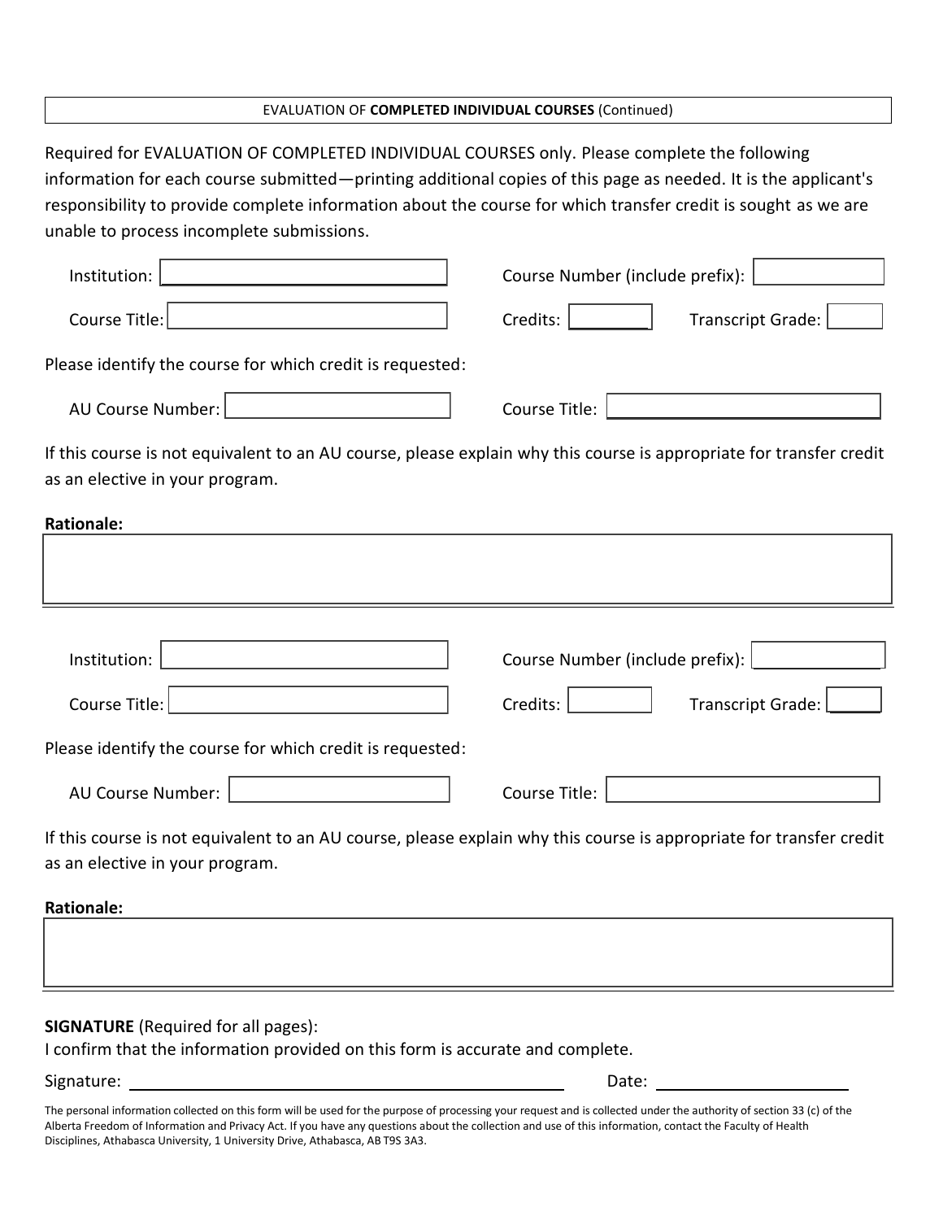EVALUATION OF **COMPLETED INDIVIDUAL COURSES** (Continued)

Required for EVALUATION OF COMPLETED INDIVIDUAL COURSES only. Please complete the following information for each course submitted—printing additional copies of this page as needed. It is the applicant's responsibility to provide complete information about the course for which transfer credit is sought as we are unable to process incomplete submissions.

Institution: ____________________ Course Number (include prefix): ____________

Course Title: ____________________ Credits: ________ Transcript Grade: ______

Please identify the course for which credit is requested:

AU Course Number: ____________________ Course Title: ____________________

If this course is not equivalent to an AU course, please explain why this course is appropriate for transfer credit as an elective in your program.

**Rationale:**

Institution: ____________________ Course Number (include prefix): ____________

Course Title: ____________________ Credits: ________ Transcript Grade: ______

Please identify the course for which credit is requested:

AU Course Number: ____________________ Course Title: ____________________

If this course is not equivalent to an AU course, please explain why this course is appropriate for transfer credit as an elective in your program.

**Rationale:**

**SIGNATURE** (Required for all pages):
I confirm that the information provided on this form is accurate and complete.

Signature: ________________________________ Date: ____________________

The personal information collected on this form will be used for the purpose of processing your request and is collected under the authority of section 33 (c) of the Alberta Freedom of Information and Privacy Act. If you have any questions about the collection and use of this information, contact the Faculty of Health Disciplines, Athabasca University, 1 University Drive, Athabasca, AB T9S 3A3.